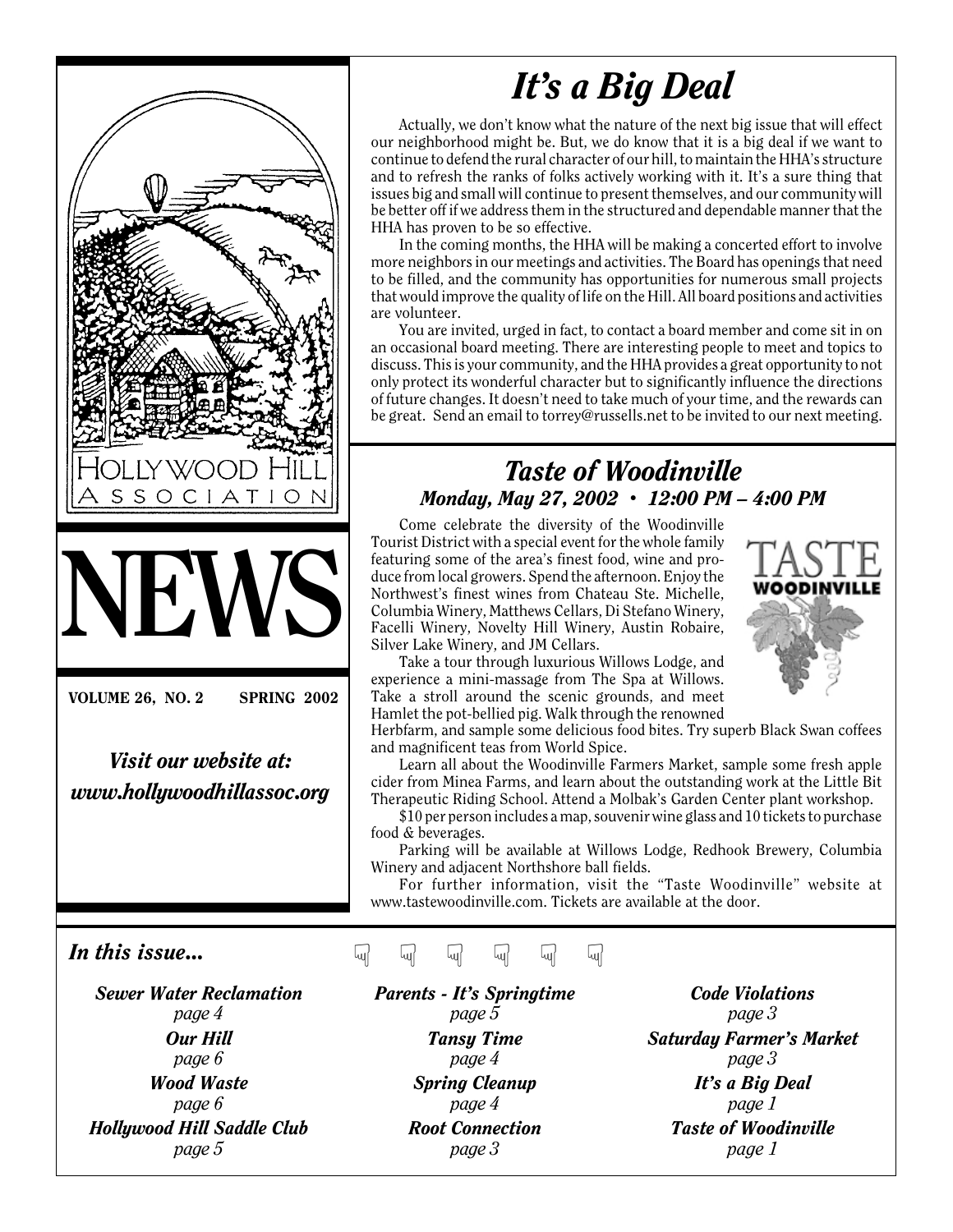HOLLYWOOD HILL ASSOCIATION

# NEWS

**VOLUME 26, NO. 2 SPRING 2002**

*Visit our website at: www.hollywoodhillassoc.org*

# *It's a Big Deal*

Actually, we don't know what the nature of the next big issue that will effect our neighborhood might be. But, we do know that it is a big deal if we want to continue to defend the rural character of our hill, to maintain the HHA's structure and to refresh the ranks of folks actively working with it. It's a sure thing that issues big and small will continue to present themselves, and our community will be better off if we address them in the structured and dependable manner that the HHA has proven to be so effective.

In the coming months, the HHA will be making a concerted effort to involve more neighbors in our meetings and activities. The Board has openings that need to be filled, and the community has opportunities for numerous small projects that would improve the quality of life on the Hill. All board positions and activities are volunteer.

You are invited, urged in fact, to contact a board member and come sit in on an occasional board meeting. There are interesting people to meet and topics to discuss. This is your community, and the HHA provides a great opportunity to not only protect its wonderful character but to significantly influence the directions of future changes. It doesn't need to take much of your time, and the rewards can be great. Send an email to torrey@russells.net to be invited to our next meeting.

## *Taste of Woodinville*

### *Monday, May 27, 2002 • 12:00 PM – 4:00 PM*

TASTE WOODINVILLE

Come celebrate the diversity of the Woodinville Tourist District with a special event for the whole family featuring some of the area's finest food, wine and produce from local growers. Spend the afternoon. Enjoy the Northwest's finest wines from Chateau Ste. Michelle, Columbia Winery, Matthews Cellars, Di Stefano Winery, Facelli Winery, Novelty Hill Winery, Austin Robaire, Silver Lake Winery, and JM Cellars.

Take a tour through luxurious Willows Lodge, and experience a mini-massage from The Spa at Willows. Take a stroll around the scenic grounds, and meet Hamlet the pot-bellied pig. Walk through the renowned Herbfarm, and sample some delicious food bites. Try superb Black Swan coffees and magnificent teas from World Spice.

Learn all about the Woodinville Farmers Market, sample some fresh apple cider from Minea Farms, and learn about the outstanding work at the Little Bit Therapeutic Riding School. Attend a Molbak's Garden Center plant workshop.

$10 per person includes a map, souvenir wine glass and 10 tickets to purchase food & beverages.

Parking will be available at Willows Lodge, Redhook Brewery, Columbia Winery and adjacent Northshore ball fields.

For further information, visit the "Taste Woodinville" website at www.tastewoodinville.com. Tickets are available at the door.

### *In this issue...*

*Sewer Water Reclamation* page 4
*Our Hill* page 6
*Wood Waste* page 6
*Hollywood Hill Saddle Club* page 5
*Parents - It's Springtime* page 5
*Tansy Time* page 4
*Spring Cleanup* page 4
*Root Connection* page 3
*Code Violations* page 3
*Saturday Farmer's Market* page 3
*It's a Big Deal* page 1
*Taste of Woodinville* page 1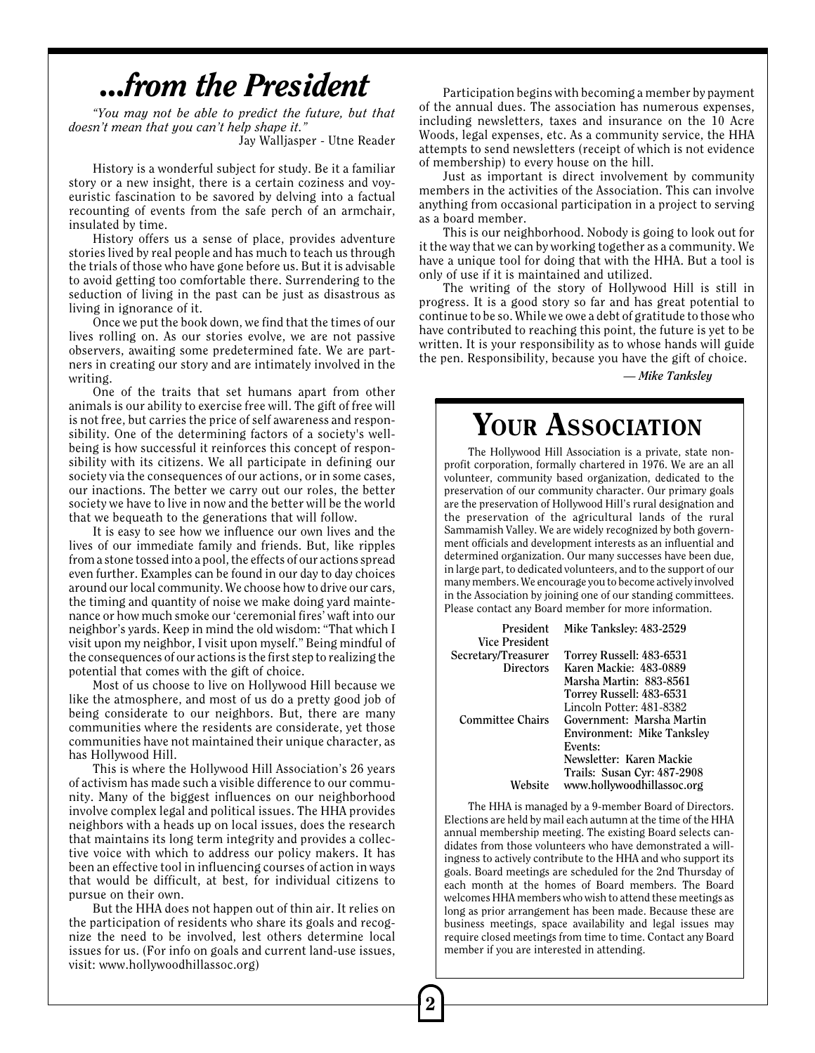# ...from the President

*"You may not be able to predict the future, but that doesn't mean that you can't help shape it."*
Jay Walljasper - Utne Reader

History is a wonderful subject for study. Be it a familiar story or a new insight, there is a certain coziness and voyeuristic fascination to be savored by delving into a factual recounting of events from the safe perch of an armchair, insulated by time.

History offers us a sense of place, provides adventure stories lived by real people and has much to teach us through the trials of those who have gone before us. But it is advisable to avoid getting too comfortable there. Surrendering to the seduction of living in the past can be just as disastrous as living in ignorance of it.

Once we put the book down, we find that the times of our lives rolling on. As our stories evolve, we are not passive observers, awaiting some predetermined fate. We are partners in creating our story and are intimately involved in the writing.

One of the traits that set humans apart from other animals is our ability to exercise free will. The gift of free will is not free, but carries the price of self awareness and responsibility. One of the determining factors of a society's well-being is how successful it reinforces this concept of responsibility with its citizens. We all participate in defining our society via the consequences of our actions, or in some cases, our inactions. The better we carry out our roles, the better society we have to live in now and the better will be the world that we bequeath to the generations that will follow.

It is easy to see how we influence our own lives and the lives of our immediate family and friends. But, like ripples from a stone tossed into a pool, the effects of our actions spread even further. Examples can be found in our day to day choices around our local community. We choose how to drive our cars, the timing and quantity of noise we make doing yard maintenance or how much smoke our 'ceremonial fires' waft into our neighbor's yards. Keep in mind the old wisdom: "That which I visit upon my neighbor, I visit upon myself." Being mindful of the consequences of our actions is the first step to realizing the potential that comes with the gift of choice.

Most of us choose to live on Hollywood Hill because we like the atmosphere, and most of us do a pretty good job of being considerate to our neighbors. But, there are many communities where the residents are considerate, yet those communities have not maintained their unique character, as has Hollywood Hill.

This is where the Hollywood Hill Association's 26 years of activism has made such a visible difference to our community. Many of the biggest influences on our neighborhood involve complex legal and political issues. The HHA provides neighbors with a heads up on local issues, does the research that maintains its long term integrity and provides a collective voice with which to address our policy makers. It has been an effective tool in influencing courses of action in ways that would be difficult, at best, for individual citizens to pursue on their own.

But the HHA does not happen out of thin air. It relies on the participation of residents who share its goals and recognize the need to be involved, lest others determine local issues for us. (For info on goals and current land-use issues, visit: www.hollywoodhillassoc.org)

Participation begins with becoming a member by payment of the annual dues. The association has numerous expenses, including newsletters, taxes and insurance on the 10 Acre Woods, legal expenses, etc. As a community service, the HHA attempts to send newsletters (receipt of which is not evidence of membership) to every house on the hill.

Just as important is direct involvement by community members in the activities of the Association. This can involve anything from occasional participation in a project to serving as a board member.

This is our neighborhood. Nobody is going to look out for it the way that we can by working together as a community. We have a unique tool for doing that with the HHA. But a tool is only of use if it is maintained and utilized.

The writing of the story of Hollywood Hill is still in progress. It is a good story so far and has great potential to continue to be so. While we owe a debt of gratitude to those who have contributed to reaching this point, the future is yet to be written. It is your responsibility as to whose hands will guide the pen. Responsibility, because you have the gift of choice.

*— Mike Tanksley*

# Your Association

The Hollywood Hill Association is a private, state non-profit corporation, formally chartered in 1976. We are an all volunteer, community based organization, dedicated to the preservation of our community character. Our primary goals are the preservation of Hollywood Hill's rural designation and the preservation of the agricultural lands of the rural Sammamish Valley. We are widely recognized by both government officials and development interests as an influential and determined organization. Our many successes have been due, in large part, to dedicated volunteers, and to the support of our many members. We encourage you to become actively involved in the Association by joining one of our standing committees. Please contact any Board member for more information.

| | |
|---|---|
| **President** | **Mike Tanksley: 483-2529** |
| **Vice President** | |
| **Secretary/Treasurer** | **Torrey Russell: 483-6531** |
| **Directors** | **Karen Mackie: 483-0889** |
| | **Marsha Martin: 883-8561** |
| | **Torrey Russell: 483-6531** |
| | Lincoln Potter: 481-8382 |
| **Committee Chairs** | **Government: Marsha Martin** |
| | **Environment: Mike Tanksley** |
| | **Events:** |
| | **Newsletter: Karen Mackie** |
| | **Trails: Susan Cyr: 487-2908** |
| **Website** | **www.hollywoodhillassoc.org** |

The HHA is managed by a 9-member Board of Directors. Elections are held by mail each autumn at the time of the HHA annual membership meeting. The existing Board selects candidates from those volunteers who have demonstrated a willingness to actively contribute to the HHA and who support its goals. Board meetings are scheduled for the 2nd Thursday of each month at the homes of Board members. The Board welcomes HHA members who wish to attend these meetings as long as prior arrangement has been made. Because these are business meetings, space availability and legal issues may require closed meetings from time to time. Contact any Board member if you are interested in attending.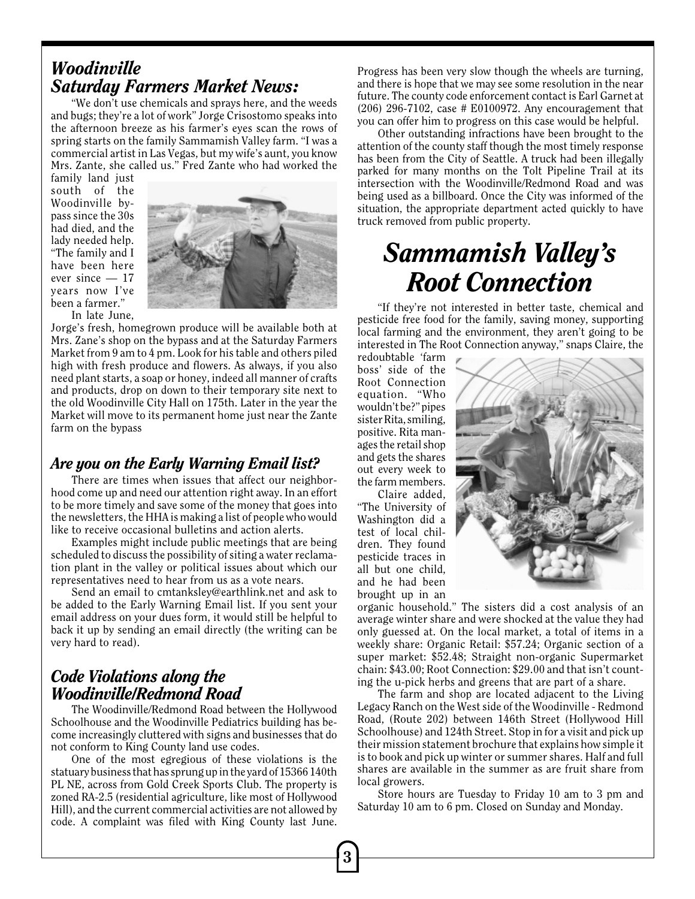## *Woodinville Saturday Farmers Market News:*

"We don't use chemicals and sprays here, and the weeds and bugs; they're a lot of work" Jorge Crisostomo speaks into the afternoon breeze as his farmer's eyes scan the rows of spring starts on the family Sammamish Valley farm. "I was a commercial artist in Las Vegas, but my wife's aunt, you know Mrs. Zante, she called us." Fred Zante who had worked the family land just south of the Woodinville by-pass since the 30s had died, and the lady needed help. "The family and I have been here ever since — 17 years now I've been a farmer."

In late June, Jorge's fresh, homegrown produce will be available both at Mrs. Zane's shop on the bypass and at the Saturday Farmers Market from 9 am to 4 pm. Look for his table and others piled high with fresh produce and flowers. As always, if you also need plant starts, a soap or honey, indeed all manner of crafts and products, drop on down to their temporary site next to the old Woodinville City Hall on 175th. Later in the year the Market will move to its permanent home just near the Zante farm on the bypass

## *Are you on the Early Warning Email list?*

There are times when issues that affect our neighborhood come up and need our attention right away. In an effort to be more timely and save some of the money that goes into the newsletters, the HHA is making a list of people who would like to receive occasional bulletins and action alerts.

Examples might include public meetings that are being scheduled to discuss the possibility of siting a water reclamation plant in the valley or political issues about which our representatives need to hear from us as a vote nears.

Send an email to cmtanksley@earthlink.net and ask to be added to the Early Warning Email list. If you sent your email address on your dues form, it would still be helpful to back it up by sending an email directly (the writing can be very hard to read).

## *Code Violations along the Woodinville/Redmond Road*

The Woodinville/Redmond Road between the Hollywood Schoolhouse and the Woodinville Pediatrics building has become increasingly cluttered with signs and businesses that do not conform to King County land use codes.

One of the most egregious of these violations is the statuary business that has sprung up in the yard of 15366 140th PL NE, across from Gold Creek Sports Club. The property is zoned RA-2.5 (residential agriculture, like most of Hollywood Hill), and the current commercial activities are not allowed by code. A complaint was filed with King County last June. Progress has been very slow though the wheels are turning, and there is hope that we may see some resolution in the near future. The county code enforcement contact is Earl Garnet at (206) 296-7102, case # E0100972. Any encouragement that you can offer him to progress on this case would be helpful.

Other outstanding infractions have been brought to the attention of the county staff though the most timely response has been from the City of Seattle. A truck had been illegally parked for many months on the Tolt Pipeline Trail at its intersection with the Woodinville/Redmond Road and was being used as a billboard. Once the City was informed of the situation, the appropriate department acted quickly to have truck removed from public property.

# *Sammamish Valley's Root Connection*

"If they're not interested in better taste, chemical and pesticide free food for the family, saving money, supporting local farming and the environment, they aren't going to be interested in The Root Connection anyway," snaps Claire, the redoubtable 'farm boss' side of the Root Connection equation. "Who wouldn't be?" pipes sister Rita, smiling, positive. Rita manages the retail shop and gets the shares out every week to the farm members.

Claire added, "The University of Washington did a test of local children. They found pesticide traces in all but one child, and he had been brought up in an organic household." The sisters did a cost analysis of an average winter share and were shocked at the value they had only guessed at. On the local market, a total of items in a weekly share: Organic Retail: $57.24; Organic section of a super market: $52.48; Straight non-organic Supermarket chain: $43.00; Root Connection: $29.00 and that isn't counting the u-pick herbs and greens that are part of a share.

The farm and shop are located adjacent to the Living Legacy Ranch on the West side of the Woodinville - Redmond Road, (Route 202) between 146th Street (Hollywood Hill Schoolhouse) and 124th Street. Stop in for a visit and pick up their mission statement brochure that explains how simple it is to book and pick up winter or summer shares. Half and full shares are available in the summer as are fruit share from local growers.

Store hours are Tuesday to Friday 10 am to 3 pm and Saturday 10 am to 6 pm. Closed on Sunday and Monday.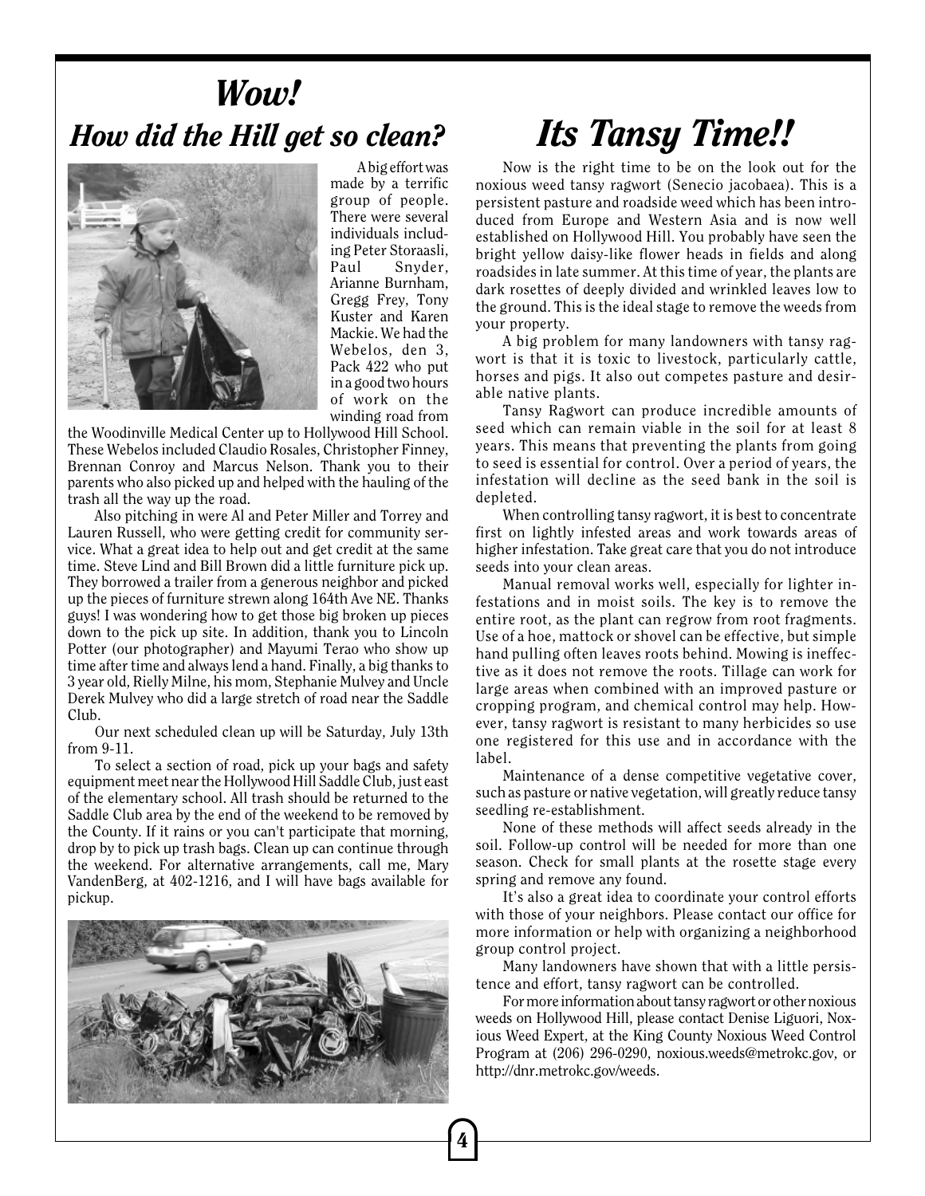# *Wow!*
## *How did the Hill get so clean?*

A big effort was made by a terrific group of people. There were several individuals including Peter Storaasli, Paul Snyder, Arianne Burnham, Gregg Frey, Tony Kuster and Karen Mackie. We had the Webelos, den 3, Pack 422 who put in a good two hours of work on the winding road from the Woodinville Medical Center up to Hollywood Hill School. These Webelos included Claudio Rosales, Christopher Finney, Brennan Conroy and Marcus Nelson. Thank you to their parents who also picked up and helped with the hauling of the trash all the way up the road.

Also pitching in were Al and Peter Miller and Torrey and Lauren Russell, who were getting credit for community service. What a great idea to help out and get credit at the same time. Steve Lind and Bill Brown did a little furniture pick up. They borrowed a trailer from a generous neighbor and picked up the pieces of furniture strewn along 164th Ave NE. Thanks guys! I was wondering how to get those big broken up pieces down to the pick up site. In addition, thank you to Lincoln Potter (our photographer) and Mayumi Terao who show up time after time and always lend a hand. Finally, a big thanks to 3 year old, Rielly Milne, his mom, Stephanie Mulvey and Uncle Derek Mulvey who did a large stretch of road near the Saddle Club.

Our next scheduled clean up will be Saturday, July 13th from 9-11.

To select a section of road, pick up your bags and safety equipment meet near the Hollywood Hill Saddle Club, just east of the elementary school. All trash should be returned to the Saddle Club area by the end of the weekend to be removed by the County. If it rains or you can't participate that morning, drop by to pick up trash bags. Clean up can continue through the weekend. For alternative arrangements, call me, Mary VandenBerg, at 402-1216, and I will have bags available for pickup.

# *Its Tansy Time!!*

Now is the right time to be on the look out for the noxious weed tansy ragwort (Senecio jacobaea). This is a persistent pasture and roadside weed which has been introduced from Europe and Western Asia and is now well established on Hollywood Hill. You probably have seen the bright yellow daisy-like flower heads in fields and along roadsides in late summer. At this time of year, the plants are dark rosettes of deeply divided and wrinkled leaves low to the ground. This is the ideal stage to remove the weeds from your property.

A big problem for many landowners with tansy ragwort is that it is toxic to livestock, particularly cattle, horses and pigs. It also out competes pasture and desirable native plants.

Tansy Ragwort can produce incredible amounts of seed which can remain viable in the soil for at least 8 years. This means that preventing the plants from going to seed is essential for control. Over a period of years, the infestation will decline as the seed bank in the soil is depleted.

When controlling tansy ragwort, it is best to concentrate first on lightly infested areas and work towards areas of higher infestation. Take great care that you do not introduce seeds into your clean areas.

Manual removal works well, especially for lighter infestations and in moist soils. The key is to remove the entire root, as the plant can regrow from root fragments. Use of a hoe, mattock or shovel can be effective, but simple hand pulling often leaves roots behind. Mowing is ineffective as it does not remove the roots. Tillage can work for large areas when combined with an improved pasture or cropping program, and chemical control may help. However, tansy ragwort is resistant to many herbicides so use one registered for this use and in accordance with the label.

Maintenance of a dense competitive vegetative cover, such as pasture or native vegetation, will greatly reduce tansy seedling re-establishment.

None of these methods will affect seeds already in the soil. Follow-up control will be needed for more than one season. Check for small plants at the rosette stage every spring and remove any found.

It's also a great idea to coordinate your control efforts with those of your neighbors. Please contact our office for more information or help with organizing a neighborhood group control project.

Many landowners have shown that with a little persistence and effort, tansy ragwort can be controlled.

For more information about tansy ragwort or other noxious weeds on Hollywood Hill, please contact Denise Liguori, Noxious Weed Expert, at the King County Noxious Weed Control Program at (206) 296-0290, noxious.weeds@metrokc.gov, or http://dnr.metrokc.gov/weeds.